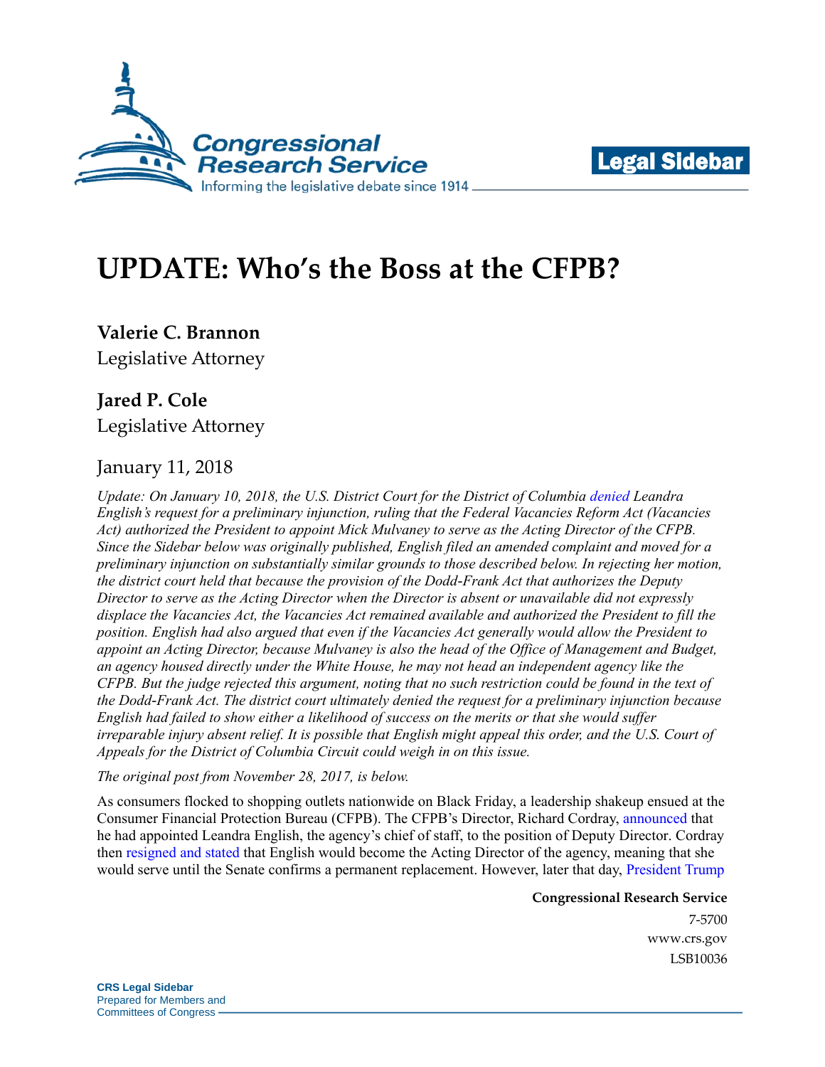Legal Sidebar

# UPDATE: Who's the Boss at the CFPB?

**Valerie C. Brannon**
Legislative Attorney

**Jared P. Cole**
Legislative Attorney

January 11, 2018

*Update: On January 10, 2018, the U.S. District Court for the District of Columbia denied Leandra English's request for a preliminary injunction, ruling that the Federal Vacancies Reform Act (Vacancies Act) authorized the President to appoint Mick Mulvaney to serve as the Acting Director of the CFPB. Since the Sidebar below was originally published, English filed an amended complaint and moved for a preliminary injunction on substantially similar grounds to those described below. In rejecting her motion, the district court held that because the provision of the Dodd-Frank Act that authorizes the Deputy Director to serve as the Acting Director when the Director is absent or unavailable did not expressly displace the Vacancies Act, the Vacancies Act remained available and authorized the President to fill the position. English had also argued that even if the Vacancies Act generally would allow the President to appoint an Acting Director, because Mulvaney is also the head of the Office of Management and Budget, an agency housed directly under the White House, he may not head an independent agency like the CFPB. But the judge rejected this argument, noting that no such restriction could be found in the text of the Dodd-Frank Act. The district court ultimately denied the request for a preliminary injunction because English had failed to show either a likelihood of success on the merits or that she would suffer irreparable injury absent relief. It is possible that English might appeal this order, and the U.S. Court of Appeals for the District of Columbia Circuit could weigh in on this issue.*

*The original post from November 28, 2017, is below.*

As consumers flocked to shopping outlets nationwide on Black Friday, a leadership shakeup ensued at the Consumer Financial Protection Bureau (CFPB). The CFPB's Director, Richard Cordray, announced that he had appointed Leandra English, the agency's chief of staff, to the position of Deputy Director. Cordray then resigned and stated that English would become the Acting Director of the agency, meaning that she would serve until the Senate confirms a permanent replacement. However, later that day, President Trump

**Congressional Research Service**
7-5700
www.crs.gov
LSB10036

**CRS Legal Sidebar**
Prepared for Members and
Committees of Congress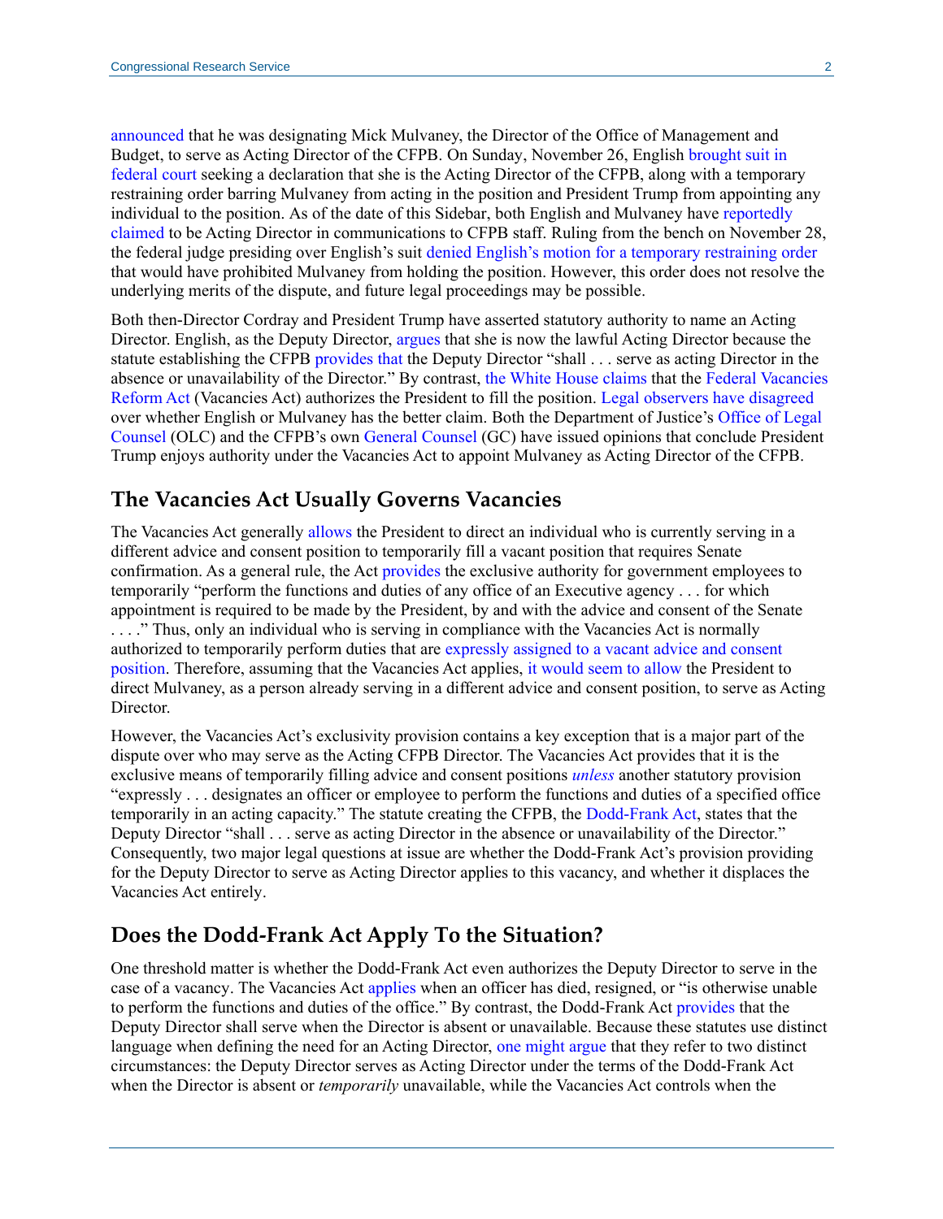announced that he was designating Mick Mulvaney, the Director of the Office of Management and Budget, to serve as Acting Director of the CFPB. On Sunday, November 26, English brought suit in federal court seeking a declaration that she is the Acting Director of the CFPB, along with a temporary restraining order barring Mulvaney from acting in the position and President Trump from appointing any individual to the position. As of the date of this Sidebar, both English and Mulvaney have reportedly claimed to be Acting Director in communications to CFPB staff. Ruling from the bench on November 28, the federal judge presiding over English's suit denied English's motion for a temporary restraining order that would have prohibited Mulvaney from holding the position. However, this order does not resolve the underlying merits of the dispute, and future legal proceedings may be possible.

Both then-Director Cordray and President Trump have asserted statutory authority to name an Acting Director. English, as the Deputy Director, argues that she is now the lawful Acting Director because the statute establishing the CFPB provides that the Deputy Director "shall . . . serve as acting Director in the absence or unavailability of the Director." By contrast, the White House claims that the Federal Vacancies Reform Act (Vacancies Act) authorizes the President to fill the position. Legal observers have disagreed over whether English or Mulvaney has the better claim. Both the Department of Justice's Office of Legal Counsel (OLC) and the CFPB's own General Counsel (GC) have issued opinions that conclude President Trump enjoys authority under the Vacancies Act to appoint Mulvaney as Acting Director of the CFPB.

## The Vacancies Act Usually Governs Vacancies

The Vacancies Act generally allows the President to direct an individual who is currently serving in a different advice and consent position to temporarily fill a vacant position that requires Senate confirmation. As a general rule, the Act provides the exclusive authority for government employees to temporarily "perform the functions and duties of any office of an Executive agency . . . for which appointment is required to be made by the President, by and with the advice and consent of the Senate . . . ." Thus, only an individual who is serving in compliance with the Vacancies Act is normally authorized to temporarily perform duties that are expressly assigned to a vacant advice and consent position. Therefore, assuming that the Vacancies Act applies, it would seem to allow the President to direct Mulvaney, as a person already serving in a different advice and consent position, to serve as Acting Director.

However, the Vacancies Act's exclusivity provision contains a key exception that is a major part of the dispute over who may serve as the Acting CFPB Director. The Vacancies Act provides that it is the exclusive means of temporarily filling advice and consent positions *unless* another statutory provision "expressly . . . designates an officer or employee to perform the functions and duties of a specified office temporarily in an acting capacity." The statute creating the CFPB, the Dodd-Frank Act, states that the Deputy Director "shall . . . serve as acting Director in the absence or unavailability of the Director." Consequently, two major legal questions at issue are whether the Dodd-Frank Act's provision providing for the Deputy Director to serve as Acting Director applies to this vacancy, and whether it displaces the Vacancies Act entirely.

## Does the Dodd-Frank Act Apply To the Situation?

One threshold matter is whether the Dodd-Frank Act even authorizes the Deputy Director to serve in the case of a vacancy. The Vacancies Act applies when an officer has died, resigned, or "is otherwise unable to perform the functions and duties of the office." By contrast, the Dodd-Frank Act provides that the Deputy Director shall serve when the Director is absent or unavailable. Because these statutes use distinct language when defining the need for an Acting Director, one might argue that they refer to two distinct circumstances: the Deputy Director serves as Acting Director under the terms of the Dodd-Frank Act when the Director is absent or *temporarily* unavailable, while the Vacancies Act controls when the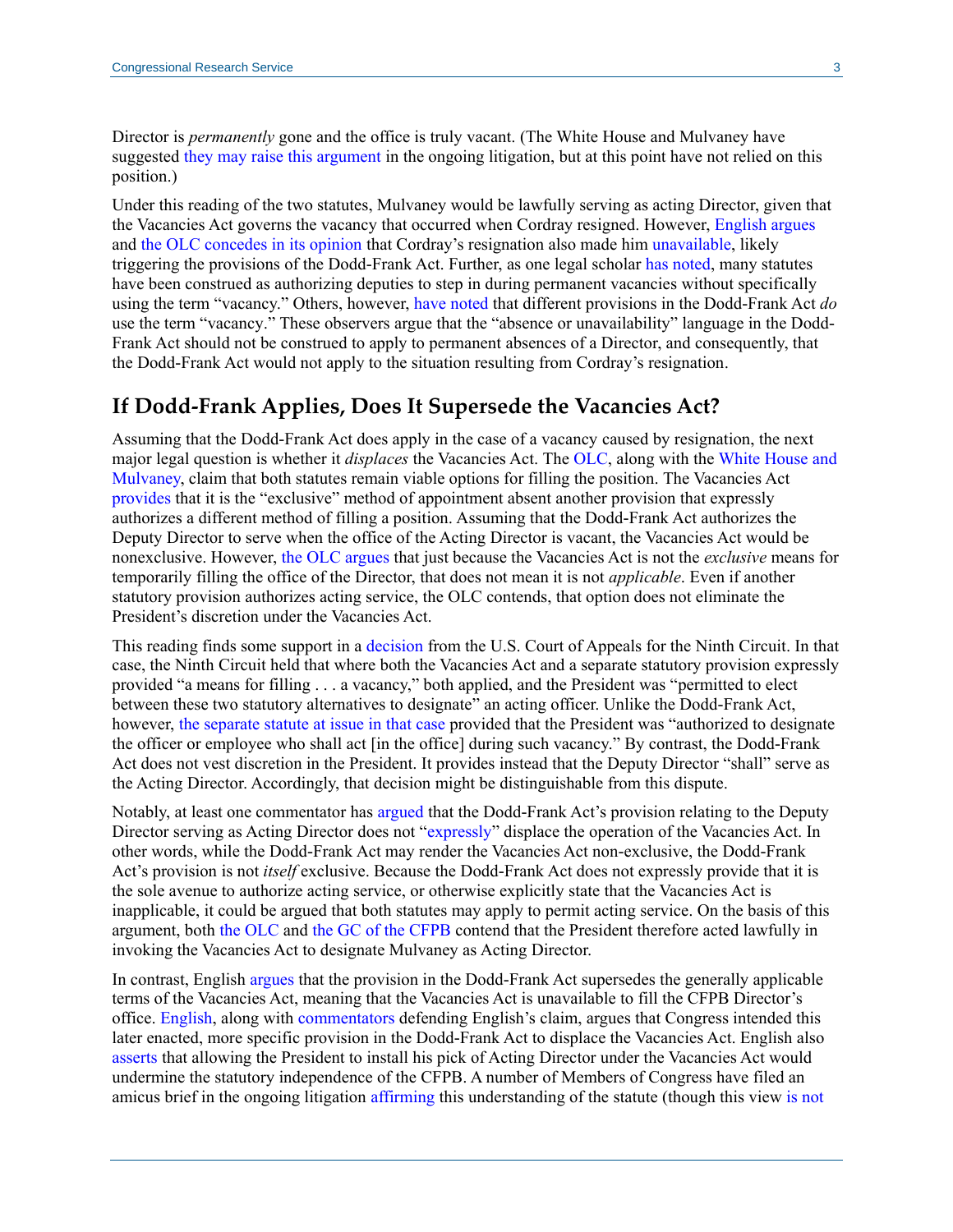Director is *permanently* gone and the office is truly vacant. (The White House and Mulvaney have suggested they may raise this argument in the ongoing litigation, but at this point have not relied on this position.)

Under this reading of the two statutes, Mulvaney would be lawfully serving as acting Director, given that the Vacancies Act governs the vacancy that occurred when Cordray resigned. However, English argues and the OLC concedes in its opinion that Cordray's resignation also made him unavailable, likely triggering the provisions of the Dodd-Frank Act. Further, as one legal scholar has noted, many statutes have been construed as authorizing deputies to step in during permanent vacancies without specifically using the term "vacancy." Others, however, have noted that different provisions in the Dodd-Frank Act *do* use the term "vacancy." These observers argue that the "absence or unavailability" language in the Dodd-Frank Act should not be construed to apply to permanent absences of a Director, and consequently, that the Dodd-Frank Act would not apply to the situation resulting from Cordray's resignation.

## If Dodd-Frank Applies, Does It Supersede the Vacancies Act?

Assuming that the Dodd-Frank Act does apply in the case of a vacancy caused by resignation, the next major legal question is whether it *displaces* the Vacancies Act. The OLC, along with the White House and Mulvaney, claim that both statutes remain viable options for filling the position. The Vacancies Act provides that it is the "exclusive" method of appointment absent another provision that expressly authorizes a different method of filling a position. Assuming that the Dodd-Frank Act authorizes the Deputy Director to serve when the office of the Acting Director is vacant, the Vacancies Act would be nonexclusive. However, the OLC argues that just because the Vacancies Act is not the *exclusive* means for temporarily filling the office of the Director, that does not mean it is not *applicable*. Even if another statutory provision authorizes acting service, the OLC contends, that option does not eliminate the President's discretion under the Vacancies Act.

This reading finds some support in a decision from the U.S. Court of Appeals for the Ninth Circuit. In that case, the Ninth Circuit held that where both the Vacancies Act and a separate statutory provision expressly provided "a means for filling . . . a vacancy," both applied, and the President was "permitted to elect between these two statutory alternatives to designate" an acting officer. Unlike the Dodd-Frank Act, however, the separate statute at issue in that case provided that the President was "authorized to designate the officer or employee who shall act [in the office] during such vacancy." By contrast, the Dodd-Frank Act does not vest discretion in the President. It provides instead that the Deputy Director "shall" serve as the Acting Director. Accordingly, that decision might be distinguishable from this dispute.

Notably, at least one commentator has argued that the Dodd-Frank Act's provision relating to the Deputy Director serving as Acting Director does not "expressly" displace the operation of the Vacancies Act. In other words, while the Dodd-Frank Act may render the Vacancies Act non-exclusive, the Dodd-Frank Act's provision is not *itself* exclusive. Because the Dodd-Frank Act does not expressly provide that it is the sole avenue to authorize acting service, or otherwise explicitly state that the Vacancies Act is inapplicable, it could be argued that both statutes may apply to permit acting service. On the basis of this argument, both the OLC and the GC of the CFPB contend that the President therefore acted lawfully in invoking the Vacancies Act to designate Mulvaney as Acting Director.

In contrast, English argues that the provision in the Dodd-Frank Act supersedes the generally applicable terms of the Vacancies Act, meaning that the Vacancies Act is unavailable to fill the CFPB Director's office. English, along with commentators defending English's claim, argues that Congress intended this later enacted, more specific provision in the Dodd-Frank Act to displace the Vacancies Act. English also asserts that allowing the President to install his pick of Acting Director under the Vacancies Act would undermine the statutory independence of the CFPB. A number of Members of Congress have filed an amicus brief in the ongoing litigation affirming this understanding of the statute (though this view is not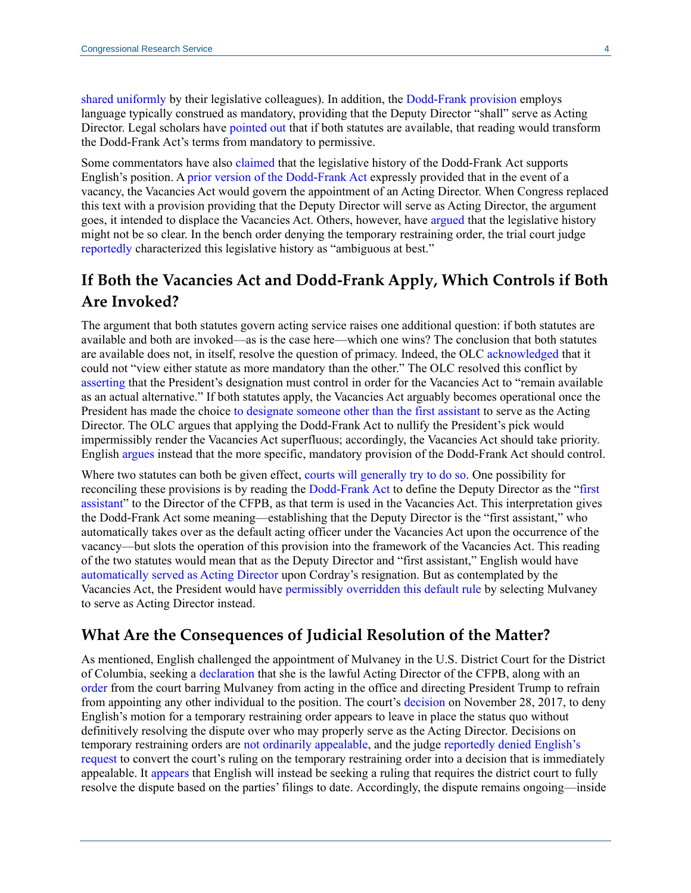shared uniformly by their legislative colleagues). In addition, the Dodd-Frank provision employs language typically construed as mandatory, providing that the Deputy Director "shall" serve as Acting Director. Legal scholars have pointed out that if both statutes are available, that reading would transform the Dodd-Frank Act's terms from mandatory to permissive.

Some commentators have also claimed that the legislative history of the Dodd-Frank Act supports English's position. A prior version of the Dodd-Frank Act expressly provided that in the event of a vacancy, the Vacancies Act would govern the appointment of an Acting Director. When Congress replaced this text with a provision providing that the Deputy Director will serve as Acting Director, the argument goes, it intended to displace the Vacancies Act. Others, however, have argued that the legislative history might not be so clear. In the bench order denying the temporary restraining order, the trial court judge reportedly characterized this legislative history as "ambiguous at best."

## If Both the Vacancies Act and Dodd-Frank Apply, Which Controls if Both Are Invoked?

The argument that both statutes govern acting service raises one additional question: if both statutes are available and both are invoked—as is the case here—which one wins? The conclusion that both statutes are available does not, in itself, resolve the question of primacy. Indeed, the OLC acknowledged that it could not "view either statute as more mandatory than the other." The OLC resolved this conflict by asserting that the President's designation must control in order for the Vacancies Act to "remain available as an actual alternative." If both statutes apply, the Vacancies Act arguably becomes operational once the President has made the choice to designate someone other than the first assistant to serve as the Acting Director. The OLC argues that applying the Dodd-Frank Act to nullify the President's pick would impermissibly render the Vacancies Act superfluous; accordingly, the Vacancies Act should take priority. English argues instead that the more specific, mandatory provision of the Dodd-Frank Act should control.

Where two statutes can both be given effect, courts will generally try to do so. One possibility for reconciling these provisions is by reading the Dodd-Frank Act to define the Deputy Director as the "first assistant" to the Director of the CFPB, as that term is used in the Vacancies Act. This interpretation gives the Dodd-Frank Act some meaning—establishing that the Deputy Director is the "first assistant," who automatically takes over as the default acting officer under the Vacancies Act upon the occurrence of the vacancy—but slots the operation of this provision into the framework of the Vacancies Act. This reading of the two statutes would mean that as the Deputy Director and "first assistant," English would have automatically served as Acting Director upon Cordray's resignation. But as contemplated by the Vacancies Act, the President would have permissibly overridden this default rule by selecting Mulvaney to serve as Acting Director instead.

## What Are the Consequences of Judicial Resolution of the Matter?

As mentioned, English challenged the appointment of Mulvaney in the U.S. District Court for the District of Columbia, seeking a declaration that she is the lawful Acting Director of the CFPB, along with an order from the court barring Mulvaney from acting in the office and directing President Trump to refrain from appointing any other individual to the position. The court's decision on November 28, 2017, to deny English's motion for a temporary restraining order appears to leave in place the status quo without definitively resolving the dispute over who may properly serve as the Acting Director. Decisions on temporary restraining orders are not ordinarily appealable, and the judge reportedly denied English's request to convert the court's ruling on the temporary restraining order into a decision that is immediately appealable. It appears that English will instead be seeking a ruling that requires the district court to fully resolve the dispute based on the parties' filings to date. Accordingly, the dispute remains ongoing—inside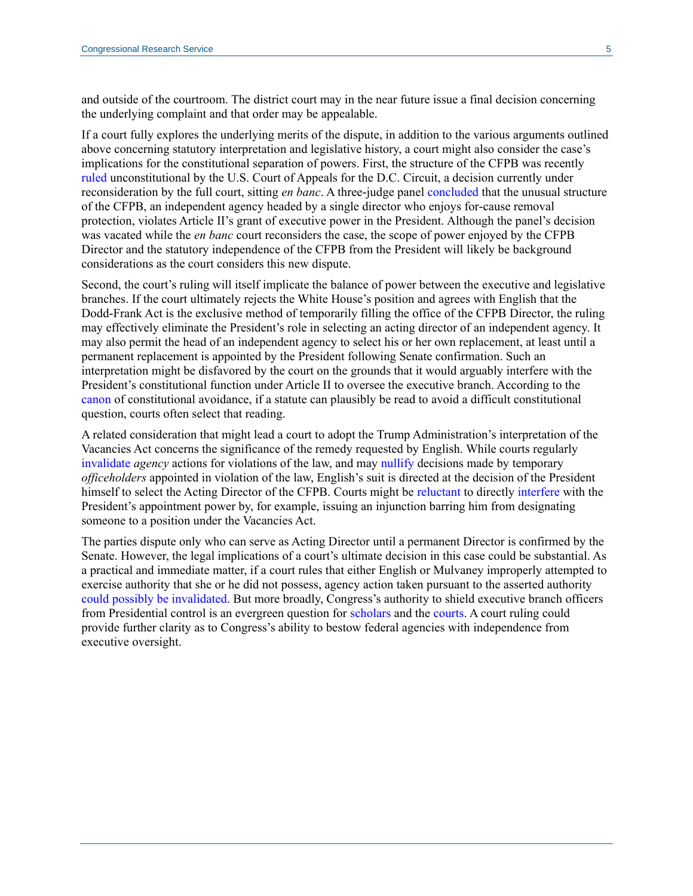and outside of the courtroom. The district court may in the near future issue a final decision concerning the underlying complaint and that order may be appealable.

If a court fully explores the underlying merits of the dispute, in addition to the various arguments outlined above concerning statutory interpretation and legislative history, a court might also consider the case's implications for the constitutional separation of powers. First, the structure of the CFPB was recently ruled unconstitutional by the U.S. Court of Appeals for the D.C. Circuit, a decision currently under reconsideration by the full court, sitting *en banc*. A three-judge panel concluded that the unusual structure of the CFPB, an independent agency headed by a single director who enjoys for-cause removal protection, violates Article II's grant of executive power in the President. Although the panel's decision was vacated while the *en banc* court reconsiders the case, the scope of power enjoyed by the CFPB Director and the statutory independence of the CFPB from the President will likely be background considerations as the court considers this new dispute.

Second, the court's ruling will itself implicate the balance of power between the executive and legislative branches. If the court ultimately rejects the White House's position and agrees with English that the Dodd-Frank Act is the exclusive method of temporarily filling the office of the CFPB Director, the ruling may effectively eliminate the President's role in selecting an acting director of an independent agency. It may also permit the head of an independent agency to select his or her own replacement, at least until a permanent replacement is appointed by the President following Senate confirmation. Such an interpretation might be disfavored by the court on the grounds that it would arguably interfere with the President's constitutional function under Article II to oversee the executive branch. According to the canon of constitutional avoidance, if a statute can plausibly be read to avoid a difficult constitutional question, courts often select that reading.

A related consideration that might lead a court to adopt the Trump Administration's interpretation of the Vacancies Act concerns the significance of the remedy requested by English. While courts regularly invalidate *agency* actions for violations of the law, and may nullify decisions made by temporary *officeholders* appointed in violation of the law, English's suit is directed at the decision of the President himself to select the Acting Director of the CFPB. Courts might be reluctant to directly interfere with the President's appointment power by, for example, issuing an injunction barring him from designating someone to a position under the Vacancies Act.

The parties dispute only who can serve as Acting Director until a permanent Director is confirmed by the Senate. However, the legal implications of a court's ultimate decision in this case could be substantial. As a practical and immediate matter, if a court rules that either English or Mulvaney improperly attempted to exercise authority that she or he did not possess, agency action taken pursuant to the asserted authority could possibly be invalidated. But more broadly, Congress's authority to shield executive branch officers from Presidential control is an evergreen question for scholars and the courts. A court ruling could provide further clarity as to Congress's ability to bestow federal agencies with independence from executive oversight.